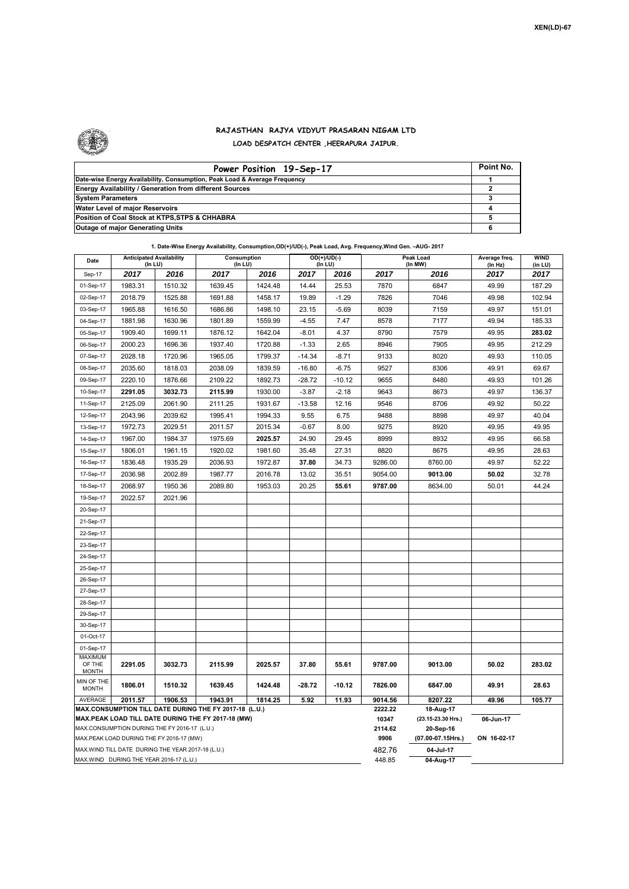XEN(LD)-67

# RAJASTHAN RAJYA VIDYUT PRASARAN NIGAM LTD

## LOAD DESPATCH CENTER ,HEERAPURA JAIPUR.

| Power Position 19-Sep-17 | Point No. |
|---|---|
| Date-wise Energy Availability, Consumption, Peak Load & Average Frequency | 1 |
| Energy Availability / Generation from different Sources | 2 |
| System Parameters | 3 |
| Water Level of major Reservoirs | 4 |
| Position of Coal Stock at KTPS,STPS & CHHABRA | 5 |
| Outage of major Generating Units | 6 |

**1. Date-Wise Energy Availability, Consumption,OD(+)/UD(-), Peak Load, Avg. Frequency,Wind Gen. –AUG- 2017**

| Date | Anticipated Availability (In LU) | | Consumption (In LU) | | OD(+)/UD(-) (In LU) | | Peak Load (In MW) | | Average freq. (In Hz) | WIND (in LU) |
|---|---|---|---|---|---|---|---|---|---|---|
| Sep-17 | 2017 | 2016 | 2017 | 2016 | 2017 | 2016 | 2017 | 2016 | 2017 | 2017 |
| 01-Sep-17 | 1983.31 | 1510.32 | 1639.45 | 1424.48 | 14.44 | 25.53 | 7870 | 6847 | 49.99 | 187.29 |
| 02-Sep-17 | 2018.79 | 1525.88 | 1691.88 | 1458.17 | 19.89 | -1.29 | 7826 | 7046 | 49.98 | 102.94 |
| 03-Sep-17 | 1965.88 | 1616.50 | 1686.86 | 1498.10 | 23.15 | -5.69 | 8039 | 7159 | 49.97 | 151.01 |
| 04-Sep-17 | 1881.98 | 1630.96 | 1801.89 | 1559.99 | -4.55 | 7.47 | 8578 | 7177 | 49.94 | 185.33 |
| 05-Sep-17 | 1909.40 | 1699.11 | 1876.12 | 1642.04 | -8.01 | 4.37 | 8790 | 7579 | 49.95 | **283.02** |
| 06-Sep-17 | 2000.23 | 1696.36 | 1937.40 | 1720.88 | -1.33 | 2.65 | 8946 | 7905 | 49.95 | 212.29 |
| 07-Sep-17 | 2028.18 | 1720.96 | 1965.05 | 1799.37 | -14.34 | -8.71 | 9133 | 8020 | 49.93 | 110.05 |
| 08-Sep-17 | 2035.60 | 1818.03 | 2038.09 | 1839.59 | -16.80 | -6.75 | 9527 | 8306 | 49.91 | 69.67 |
| 09-Sep-17 | 2220.10 | 1876.66 | 2109.22 | 1892.73 | -28.72 | -10.12 | 9655 | 8480 | 49.93 | 101.26 |
| 10-Sep-17 | **2291.05** | **3032.73** | **2115.99** | 1930.00 | -3.87 | -2.18 | 9643 | 8673 | 49.97 | 136.37 |
| 11-Sep-17 | 2125.09 | 2061.90 | 2111.25 | 1931.67 | -13.58 | 12.16 | 9546 | 8706 | 49.92 | 50.22 |
| 12-Sep-17 | 2043.96 | 2039.62 | 1995.41 | 1994.33 | 9.55 | 6.75 | 9488 | 8898 | 49.97 | 40.04 |
| 13-Sep-17 | 1972.73 | 2029.51 | 2011.57 | 2015.34 | -0.67 | 8.00 | 9275 | 8920 | 49.95 | 49.95 |
| 14-Sep-17 | 1967.00 | 1984.37 | 1975.69 | **2025.57** | 24.90 | 29.45 | 8999 | 8932 | 49.95 | 66.58 |
| 15-Sep-17 | 1806.01 | 1961.15 | 1920.02 | 1981.60 | 35.48 | 27.31 | 8820 | 8675 | 49.95 | 28.63 |
| 16-Sep-17 | 1836.48 | 1935.29 | 2036.93 | 1972.87 | **37.80** | 34.73 | 9286.00 | 8760.00 | 49.97 | 52.22 |
| 17-Sep-17 | 2036.98 | 2002.89 | 1987.77 | 2016.78 | 13.02 | 35.51 | 9054.00 | **9013.00** | **50.02** | 32.78 |
| 18-Sep-17 | 2068.97 | 1950.36 | 2089.80 | 1953.03 | 20.25 | **55.61** | **9787.00** | 8634.00 | 50.01 | 44.24 |
| 19-Sep-17 | 2022.57 | 2021.96 | | | | | | | | |
| 20-Sep-17 | | | | | | | | | | |
| 21-Sep-17 | | | | | | | | | | |
| 22-Sep-17 | | | | | | | | | | |
| 23-Sep-17 | | | | | | | | | | |
| 24-Sep-17 | | | | | | | | | | |
| 25-Sep-17 | | | | | | | | | | |
| 26-Sep-17 | | | | | | | | | | |
| 27-Sep-17 | | | | | | | | | | |
| 28-Sep-17 | | | | | | | | | | |
| 29-Sep-17 | | | | | | | | | | |
| 30-Sep-17 | | | | | | | | | | |
| 01-Oct-17 | | | | | | | | | | |
| 01-Sep-17 | | | | | | | | | | |
| MAXIMUM OF THE MONTH | 2291.05 | 3032.73 | 2115.99 | 2025.57 | 37.80 | 55.61 | 9787.00 | 9013.00 | 50.02 | 283.02 |
| MIN OF THE MONTH | 1806.01 | 1510.32 | 1639.45 | 1424.48 | -28.72 | -10.12 | 7826.00 | 6847.00 | 49.91 | 28.63 |
| AVERAGE | 2011.57 | 1906.53 | 1943.91 | 1814.25 | 5.92 | 11.93 | 9014.56 | 8207.22 | 49.96 | 105.77 |
| MAX.CONSUMPTION TILL DATE DURING THE FY 2017-18 (L.U.) | | | | | | | 2222.22 | 18-Aug-17 | | |
| MAX.PEAK LOAD TILL DATE DURING THE FY 2017-18 (MW) | | | | | | | 10347 | (23.15-23.30 Hrs.) | 06-Jun-17 | |
| MAX.CONSUMPTION DURING THE FY 2016-17 (L.U.) | | | | | | | 2114.62 | 20-Sep-16 | | |
| MAX.PEAK LOAD DURING THE FY 2016-17 (MW) | | | | | | | 9906 | (07.00-07.15Hrs.) | ON 16-02-17 | |
| MAX.WIND TILL DATE DURING THE YEAR 2017-18 (L.U.) | | | | | | | 482.76 | 04-Jul-17 | | |
| MAX.WIND DURING THE YEAR 2016-17 (L.U.) | | | | | | | 448.85 | 04-Aug-17 | | |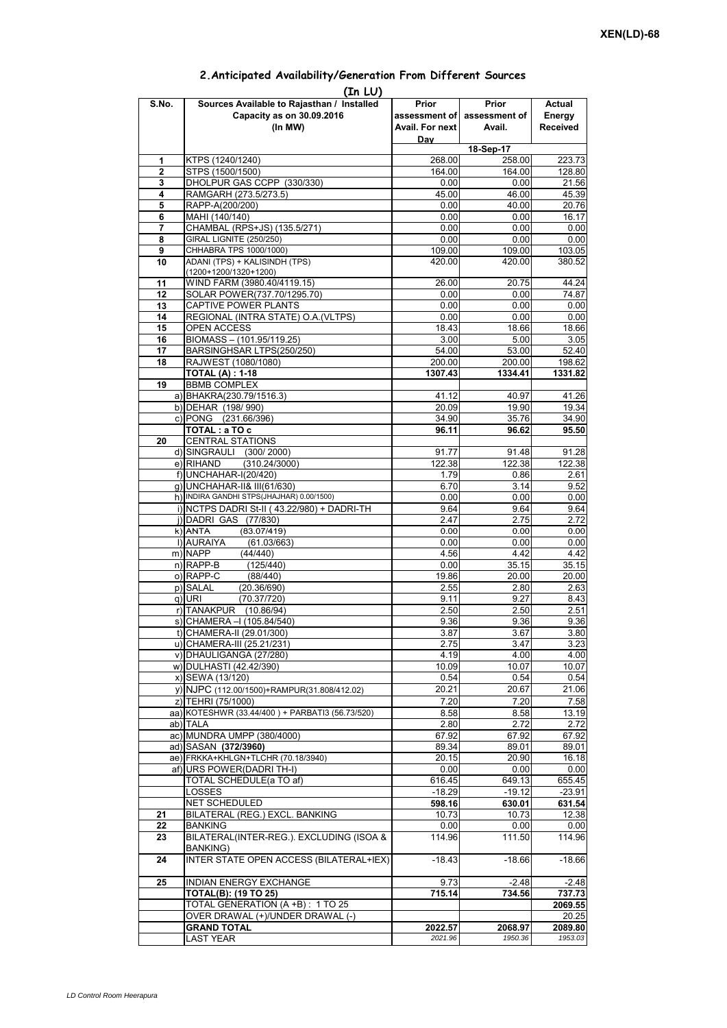XEN(LD)-68

## 2.Anticipated Availability/Generation From Different Sources

(In LU)

| S.No. | Sources Available to Rajasthan / Installed Capacity as on 30.09.2016 (In MW) | Prior assessment of Avail. For next Day | Prior assessment of Avail. | Actual Energy Received |
|---|---|---|---|---|
| | | | 18-Sep-17 | |
| 1 | KTPS (1240/1240) | 268.00 | 258.00 | 223.73 |
| 2 | STPS (1500/1500) | 164.00 | 164.00 | 128.80 |
| 3 | DHOLPUR GAS CCPP (330/330) | 0.00 | 0.00 | 21.56 |
| 4 | RAMGARH (273.5/273.5) | 45.00 | 46.00 | 45.39 |
| 5 | RAPP-A(200/200) | 0.00 | 40.00 | 20.76 |
| 6 | MAHI (140/140) | 0.00 | 0.00 | 16.17 |
| 7 | CHAMBAL (RPS+JS) (135.5/271) | 0.00 | 0.00 | 0.00 |
| 8 | GIRAL LIGNITE (250/250) | 0.00 | 0.00 | 0.00 |
| 9 | CHHABRA TPS 1000/1000) | 109.00 | 109.00 | 103.05 |
| 10 | ADANI (TPS) + KALISINDH (TPS) (1200+1200/1320+1200) | 420.00 | 420.00 | 380.52 |
| 11 | WIND FARM (3980.40/4119.15) | 26.00 | 20.75 | 44.24 |
| 12 | SOLAR POWER(737.70/1295.70) | 0.00 | 0.00 | 74.87 |
| 13 | CAPTIVE POWER PLANTS | 0.00 | 0.00 | 0.00 |
| 14 | REGIONAL (INTRA STATE) O.A.(VLTPS) | 0.00 | 0.00 | 0.00 |
| 15 | OPEN ACCESS | 18.43 | 18.66 | 18.66 |
| 16 | BIOMASS – (101.95/119.25) | 3.00 | 5.00 | 3.05 |
| 17 | BARSINGHSAR LTPS(250/250) | 54.00 | 53.00 | 52.40 |
| 18 | RAJWEST (1080/1080) | 200.00 | 200.00 | 198.62 |
| | **TOTAL (A) : 1-18** | **1307.43** | **1334.41** | **1331.82** |
| 19 | BBMB COMPLEX | | | |
| | a) BHAKRA(230.79/1516.3) | 41.12 | 40.97 | 41.26 |
| | b) DEHAR (198/ 990) | 20.09 | 19.90 | 19.34 |
| | c) PONG (231.66/396) | 34.90 | 35.76 | 34.90 |
| | **TOTAL : a TO c** | **96.11** | **96.62** | **95.50** |
| 20 | CENTRAL STATIONS | | | |
| | d) SINGRAULI (300/ 2000) | 91.77 | 91.48 | 91.28 |
| | e) RIHAND (310.24/3000) | 122.38 | 122.38 | 122.38 |
| | f) UNCHAHAR-I(20/420) | 1.79 | 0.86 | 2.61 |
| | g) UNCHAHAR-II& III(61/630) | 6.70 | 3.14 | 9.52 |
| | h) INDIRA GANDHI STPS(JHAJHAR) 0.00/1500) | 0.00 | 0.00 | 0.00 |
| | i) NCTPS DADRI St-II ( 43.22/980) + DADRI-TH | 9.64 | 9.64 | 9.64 |
| | j) DADRI GAS (77/830) | 2.47 | 2.75 | 2.72 |
| | k) ANTA (83.07/419) | 0.00 | 0.00 | 0.00 |
| | l) AURAIYA (61.03/663) | 0.00 | 0.00 | 0.00 |
| | m) NAPP (44/440) | 4.56 | 4.42 | 4.42 |
| | n) RAPP-B (125/440) | 0.00 | 35.15 | 35.15 |
| | o) RAPP-C (88/440) | 19.86 | 20.00 | 20.00 |
| | p) SALAL (20.36/690) | 2.55 | 2.80 | 2.63 |
| | q) URI (70.37/720) | 9.11 | 9.27 | 8.43 |
| | r) TANAKPUR (10.86/94) | 2.50 | 2.50 | 2.51 |
| | s) CHAMERA –I (105.84/540) | 9.36 | 9.36 | 9.36 |
| | t) CHAMERA-II (29.01/300) | 3.87 | 3.67 | 3.80 |
| | u) CHAMERA-III (25.21/231) | 2.75 | 3.47 | 3.23 |
| | v) DHAULIGANGA (27/280) | 4.19 | 4.00 | 4.00 |
| | w) DULHASTI (42.42/390) | 10.09 | 10.07 | 10.07 |
| | x) SEWA (13/120) | 0.54 | 0.54 | 0.54 |
| | y) NJPC (112.00/1500)+RAMPUR(31.808/412.02) | 20.21 | 20.67 | 21.06 |
| | z) TEHRI (75/1000) | 7.20 | 7.20 | 7.58 |
| | aa) KOTESHWR (33.44/400 ) + PARBATI3 (56.73/520) | 8.58 | 8.58 | 13.19 |
| | ab) TALA | 2.80 | 2.72 | 2.72 |
| | ac) MUNDRA UMPP (380/4000) | 67.92 | 67.92 | 67.92 |
| | ad) SASAN **(372/3960)** | 89.34 | 89.01 | 89.01 |
| | ae) FRKKA+KHLGN+TLCHR (70.18/3940) | 20.15 | 20.90 | 16.18 |
| | af) URS POWER(DADRI TH-I) | 0.00 | 0.00 | 0.00 |
| | TOTAL SCHEDULE(a TO af) | 616.45 | 649.13 | 655.45 |
| | LOSSES | -18.29 | -19.12 | -23.91 |
| | NET SCHEDULED | **598.16** | **630.01** | **631.54** |
| 21 | BILATERAL (REG.) EXCL. BANKING | 10.73 | 10.73 | 12.38 |
| 22 | BANKING | 0.00 | 0.00 | 0.00 |
| 23 | BILATERAL(INTER-REG.). EXCLUDING (ISOA & BANKING) | 114.96 | 111.50 | 114.96 |
| 24 | INTER STATE OPEN ACCESS (BILATERAL+IEX) | -18.43 | -18.66 | -18.66 |
| 25 | INDIAN ENERGY EXCHANGE | 9.73 | -2.48 | -2.48 |
| | **TOTAL(B): (19 TO 25)** | **715.14** | **734.56** | **737.73** |
| | TOTAL GENERATION (A +B) : 1 TO 25 | | | **2069.55** |
| | OVER DRAWAL (+)/UNDER DRAWAL (-) | | | 20.25 |
| | **GRAND TOTAL** | **2022.57** | **2068.97** | **2089.80** |
| | LAST YEAR | *2021.96* | *1950.36* | *1953.03* |

*LD Control Room Heerapura*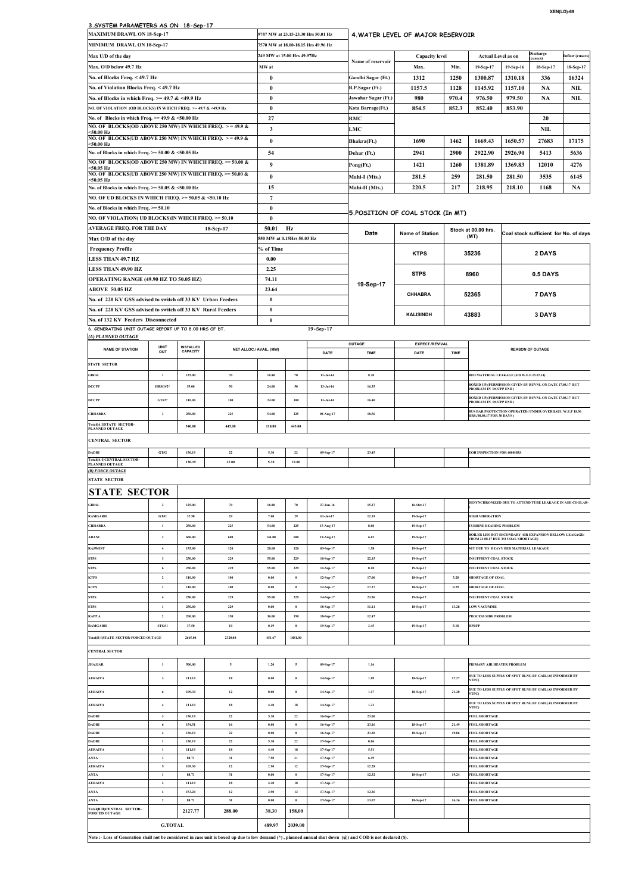XEN(LD)-69

## 3.SYSTEM PARAMETERS AS ON 18-Sep-17

| | |
|---|---|
| MAXIMUM DRAWL ON 18-Sep-17 | 9787 MW at 23.15-23.30 Hrs 50.01 Hz |
| MINIMUM DRAWL ON 18-Sep-17 | 7570 MW at 18.00-18.15 Hrs 49.96 Hz |
| Max U/D of the day | 249 MW at 15.00 Hrs 49.97Hz |
| Max. O/D below 49.7 Hz | MW at |
| No. of Blocks Freq. < 49.7 Hz | 0 |
| No. of Violation Blocks Freq. < 49.7 Hz | 0 |
| No. of Blocks in which Freq. >= 49.7 & <49.9 Hz | 0 |
| NO. OF VIOLATION (OD BLOCKS) IN WHICH FREQ. >= 49.7 & <49.9 Hz | 0 |
| No. of Blocks in which Freq. >= 49.9 & <50.00 Hz | 27 |
| NO. OF BLOCKS(OD ABOVE 250 MW) IN WHICH FREQ. > = 49.9 & <50.00 Hz | 3 |
| NO. OF BLOCKS(UD ABOVE 250 MW) IN WHICH FREQ. > = 49.9 & <50.00 Hz | 0 |
| No. of Blocks in which Freq. >= 50.00 & <50.05 Hz | 54 |
| NO. OF BLOCKS(OD ABOVE 250 MW) IN WHICH FREQ. >= 50.00 & <50.05 Hz | 9 |
| NO. OF BLOCKS(UD ABOVE 250 MW) IN WHICH FREQ. >= 50.00 & <50.05 Hz | 0 |
| No. of Blocks in which Freq. >= 50.05 & <50.10 Hz | 15 |
| NO. OF UD BLOCKS IN WHICH FREQ. >= 50.05 & <50.10 Hz | 7 |
| No. of Blocks in which Freq. >= 50.10 | 0 |
| NO. OF VIOLATION( UD BLOCKS)IN WHICH FREQ. >= 50.10 | 0 |
| AVERAGE FREQ. FOR THE DAY 18-Sep-17 | 50.01 Hz |
| Max O/D of the day | 550 MW at 0.15Hrs 50.03 Hz |
| Frequency Profile | % of Time |
| LESS THAN 49.7 HZ | 0.00 |
| LESS THAN 49.90 HZ | 2.25 |
| OPERATING RANGE (49.90 HZ TO 50.05 HZ) | 74.11 |
| ABOVE 50.05 HZ | 23.64 |
| No. of 220 KV GSS advised to switch off 33 KV Urban Feeders | 0 |
| No. of 220 KV GSS advised to switch off 33 KV Rural Feeders | 0 |
| No. of 132 KV Feeders Disconnected | 0 |

## 4.WATER LEVEL OF MAJOR RESERVOIR

| Name of reservoir | Capacity level | | Actual Level as on | | Discharge (cusecs) | Inflow (cusecs) |
|---|---|---|---|---|---|---|
| | Max. | Min. | 19-Sep-17 | 19-Sep-16 | 18-Sep-17 | 18-Sep-17 |
| Gandhi Sagar (Ft.) | 1312 | 1250 | 1300.87 | 1310.18 | 336 | 16324 |
| R.P.Sagar (Ft.) | 1157.5 | 1128 | 1145.92 | 1157.10 | NA | NIL |
| Jawahar Sagar (Ft.) | 980 | 970.4 | 976.50 | 979.50 | NA | NIL |
| Kota Barrage(Ft.) | 854.5 | 852.3 | 852.40 | 853.90 | | |
| RMC | | | | | 20 | |
| LMC | | | | | NIL | |
| Bhakra(Ft.) | 1690 | 1462 | 1669.43 | 1650.57 | 27683 | 17175 |
| Dehar (Ft.) | 2941 | 2900 | 2922.90 | 2926.90 | 5413 | 5636 |
| Pong(Ft.) | 1421 | 1260 | 1381.89 | 1369.83 | 12010 | 4276 |
| Mahi-I (Mts.) | 281.5 | 259 | 281.50 | 281.50 | 3535 | 6145 |
| Mahi-II (Mts.) | 220.5 | 217 | 218.95 | 218.10 | 1168 | NA |

## 5.POSITION OF COAL STOCK (In MT)

| Date | Name of Station | Stock at 00.00 hrs. (MT) | Coal stock sufficient for No. of days |
|---|---|---|---|
| 19-Sep-17 | KTPS | 35236 | 2 DAYS |
| | STPS | 8960 | 0.5 DAYS |
| | CHHABRA | 52365 | 7 DAYS |
| | KALISINDH | 43883 | 3 DAYS |

## 6. GENERATING UNIT OUTAGE REPORT UP TO 8.00 HRS OF DT. 19-Sep-17

### (A) PLANNED OUTAGE

| NAME OF STATION | UNIT OUT | INSTALLED CAPACITY | NET ALLOC./ AVAIL. (MW) | | | OUTAGE DATE | OUTAGE TIME | EXPECT./REVIVAL DATE | EXPECT./REVIVAL TIME | REASON OF OUTAGE |
|---|---|---|---|---|---|---|---|---|---|---|
| **STATE SECTOR** | | | | | | | | | | |
| GIRAL | 1 | 125.00 | 70 | 16.80 | 70 | 11-Jul-14 | 8.20 | | | BED MATERIAL LEAKAGE (S/D W.E.F.15.07.14) |
| DCCPP | HRSG#2* | 55.00 | 50 | 24.00 | 50 | 13-Jul-16 | 16.35 | | | BOXED UP(PERMISSION GIVEN BY RUVNL ON DATE 17.08.17 BUT PROBLEM IN DCCPP END ) |
| DCCPP | GT#2* | 110.00 | 100 | 24.00 | 100 | 13-Jul-16 | 16.40 | | | BOXED UP(PERMISSION GIVEN BY RUVNL ON DATE 17.08.17 BUT PROBLEM IN DCCPP END ) |
| CHHABRA | 3 | 250.00 | 225 | 54.00 | 225 | 08-Aug-17 | 18.56 | | | BUS BAR PROTECTION OPERATED( UNDER OVERHAUL W.E.F 18.56 HRS./08.08.17 FOR 30 DAYS ) |
| Total(A I)STATE SECTOR-PLANNED OUTAGE | | 540.00 | 445.00 | 118.80 | 445.00 | | | | | |
| **CENTRAL SECTOR** | | | | | | | | | | |
| DADRI | GT#2 | 130.19 | 22 | 5.30 | 22 | 09-Sep-17 | 23.45 | | | EOH INSPECTION FOR 4000HRS |
| Total(A-I)CENTRAL SECTOR-PLANNED OUTAGE | | 130.19 | 22.00 | 5.30 | 22.00 | | | | | |

### (B) FORCE OUTAGE

| NAME OF STATION | UNIT OUT | INSTALLED CAPACITY | NET ALLOC./ AVAIL. (MW) | | | OUTAGE DATE | OUTAGE TIME | EXPECT./REVIVAL DATE | EXPECT./REVIVAL TIME | REASON OF OUTAGE |
|---|---|---|---|---|---|---|---|---|---|---|
| **STATE SECTOR** | | | | | | | | | | |
| GIRAL | 2 | 125.00 | 70 | 16.80 | 70 | 27-Jan-16 | 15.27 | 16-Oct-17 | | DESYNCHRONIZED DUE TO ATTEND TUBE LEAKAGE IN ASH COOLAR-B |
| RAMGARH | GT#1 | 37.50 | 29 | 7.00 | 29 | 01-Jul-17 | 12.19 | 19-Sep-17 | | HIGH VIBERATION |
| CHHABRA | 1 | 250.00 | 225 | 54.00 | 225 | 15-Aug-17 | 8.00 | 19-Sep-17 | | TURBINE BEARING PROBLEM |
| ADANI | 2 | 660.00 | 600 | 144.00 | 600 | 19-Aug-17 | 6.02 | 19-Sep-17 | | BOILER LHS HOT SECONDARY AIR EXPANSION BELLOW LEAKAGE( FROM 21.08.17 DUE TO COAL SHORTAGE) |
| RAJWEST | 4 | 135.00 | 120 | 28.68 | 120 | 03-Sep-17 | 1.58 | 19-Sep-17 | | S/T DUE TO HEAVY BED MATERIAL LEAKAGE |
| STPS | 3 | 250.00 | 229 | 55.00 | 229 | 10-Sep-17 | 22.15 | 19-Sep-17 | | INSUFFIENT COAL STOCK |
| STPS | 6 | 250.00 | 229 | 55.00 | 229 | 11-Sep-17 | 0.10 | 19-Sep-17 | | INSUFFIENT COAL STOCK |
| KTPS | 2 | 110.00 | 100 | 0.00 | 0 | 12-Sep-17 | 17.00 | 18-Sep-17 | 3.28 | SHORTAGE OF COAL |
| KTPS | 1 | 110.00 | 100 | 0.00 | 0 | 12-Sep-17 | 17.27 | 18-Sep-17 | 0.29 | SHORTAGE OF COAL |
| STPS | 4 | 250.00 | 229 | 55.00 | 229 | 14-Sep-17 | 23.56 | 19-Sep-17 | | INSUFFIENT COAL STOCK |
| STPS | 1 | 250.00 | 229 | 0.00 | 0 | 18-Sep-17 | 11.11 | 18-Sep-17 | 13.28 | LOW VACUMME |
| RAPP A | 2 | 200.00 | 150 | 36.00 | 150 | 18-Sep-17 | 12.47 | | | PROCESS SIDE PROBLEM |
| RAMGARH | STG#1 | 37.50 | 10 | 0.19 | 0 | 19-Sep-17 | 3.45 | 19-Sep-17 | 5.18 | HPBFP |
| Total(B I)STATE SECTOR-FORCED OUTAGE | | 2665.00 | 2320.00 | 451.67 | 1881.00 | | | | | |
| **CENTRAL SECTOR** | | | | | | | | | | |
| JHAJJAR | 1 | 500.00 | 5 | 1.20 | 5 | 09-Sep-17 | 1.16 | | | PRIMARY AIR HEATER PROBLEM |
| AURAIYA | 3 | 111.19 | 18 | 0.00 | 0 | 14-Sep-17 | 1.09 | 18-Sep-17 | 17.27 | DUE TO LESS SUPPLY OF SPOT RLNG BY GAIL(AS INFORMED BY NTPC) |
| AURAIYA | 6 | 109.30 | 12 | 0.00 | 0 | 14-Sep-17 | 1.17 | 18-Sep-17 | 21.20 | DUE TO LESS SUPPLY OF SPOT RLNG BY GAIL(AS INFORMED BY NTPC) |
| AURAIYA | 4 | 111.19 | 18 | 4.40 | 18 | 14-Sep-17 | 1.21 | | | DUE TO LESS SUPPLY OF SPOT RLNG BY GAIL(AS INFORMED BY NTPC) |
| DADRI | 3 | 130.19 | 22 | 5.30 | 22 | 16-Sep-17 | 23.00 | | | FUEL SHORTAGE |
| DADRI | 6 | 154.51 | 16 | 0.00 | 0 | 16-Sep-17 | 23.16 | 18-Sep-17 | 21.49 | FUEL SHORTAGE |
| DADRI | 4 | 130.19 | 22 | 0.00 | 0 | 16-Sep-17 | 23.30 | 18-Sep-17 | 19.06 | FUEL SHORTAGE |
| DADRI | 1 | 130.19 | 22 | 5.30 | 22 | 17-Sep-17 | 0.06 | | | FUEL SHORTAGE |
| AURAIYA | 1 | 111.19 | 18 | 4.40 | 18 | 17-Sep-17 | 5.51 | | | FUEL SHORTAGE |
| ANTA | 3 | 88.71 | 31 | 7.50 | 31 | 17-Sep-17 | 6.19 | | | FUEL SHORTAGE |
| AURAIYA | 5 | 109.30 | 12 | 2.90 | 12 | 17-Sep-17 | 12.28 | | | FUEL SHORTAGE |
| ANTA | 1 | 88.71 | 31 | 0.00 | 0 | 17-Sep-17 | 12.32 | 18-Sep-17 | 19.24 | FUEL SHORTAGE |
| AURAIYA | 2 | 111.19 | 18 | 4.40 | 18 | 17-Sep-17 | | | | FUEL SHORTAGE |
| ANTA | 4 | 153.20 | 12 | 2.90 | 12 | 17-Sep-17 | 12.36 | | | FUEL SHORTAGE |
| ANTA | 2 | 88.71 | 31 | 0.00 | 0 | 17-Sep-17 | 13.07 | 18-Sep-17 | 16.16 | FUEL SHORTAGE |
| Total(B II)CENTRAL SECTOR-FORCED OUTAGE | | 2127.77 | 288.00 | 38.30 | 158.00 | | | | | |
| G.TOTAL | | | | 489.97 | 2039.00 | | | | | |

Note :- Loss of Generation shall not be considered in case unit is boxed up due to low demand (*) , planned annual shut down (@) and COD is not declared ($).